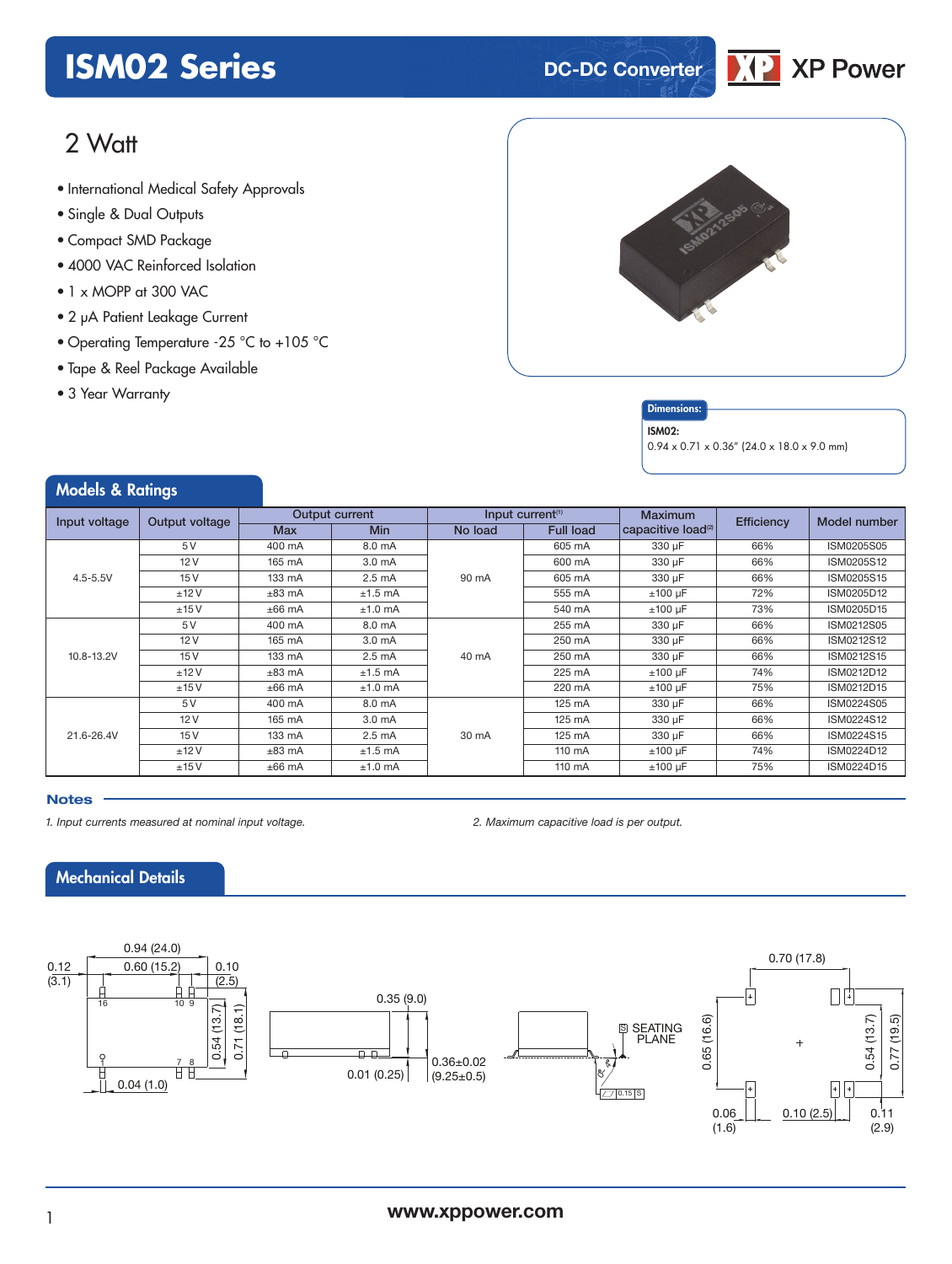# ISM02 Series

DC-DC Converter

XP Power

## 2 Watt

- International Medical Safety Approvals
- Single & Dual Outputs
- Compact SMD Package
- 4000 VAC Reinforced Isolation
- 1 x MOPP at 300 VAC
- 2 μA Patient Leakage Current
- Operating Temperature -25 °C to +105 °C
- Tape & Reel Package Available
- 3 Year Warranty

**Dimensions:**

**ISM02:**
0.94 x 0.71 x 0.36" (24.0 x 18.0 x 9.0 mm)

## Models & Ratings

| Input voltage | Output voltage | Output current | | Input current[1] | | Maximum capacitive load[2] | Efficiency | Model number |
|---|---|---|---|---|---|---|---|---|
| | | Max | Min | No load | Full load | | | |
| 4.5-5.5V | 5 V | 400 mA | 8.0 mA | 90 mA | 605 mA | 330 μF | 66% | ISM0205S05 |
| | 12 V | 165 mA | 3.0 mA | | 600 mA | 330 μF | 66% | ISM0205S12 |
| | 15 V | 133 mA | 2.5 mA | | 605 mA | 330 μF | 66% | ISM0205S15 |
| | ±12 V | ±83 mA | ±1.5 mA | | 555 mA | ±100 μF | 72% | ISM0205D12 |
| | ±15 V | ±66 mA | ±1.0 mA | | 540 mA | ±100 μF | 73% | ISM0205D15 |
| 10.8-13.2V | 5 V | 400 mA | 8.0 mA | 40 mA | 255 mA | 330 μF | 66% | ISM0212S05 |
| | 12 V | 165 mA | 3.0 mA | | 250 mA | 330 μF | 66% | ISM0212S12 |
| | 15 V | 133 mA | 2.5 mA | | 250 mA | 330 μF | 66% | ISM0212S15 |
| | ±12 V | ±83 mA | ±1.5 mA | | 225 mA | ±100 μF | 74% | ISM0212D12 |
| | ±15 V | ±66 mA | ±1.0 mA | | 220 mA | ±100 μF | 75% | ISM0212D15 |
| 21.6-26.4V | 5 V | 400 mA | 8.0 mA | 30 mA | 125 mA | 330 μF | 66% | ISM0224S05 |
| | 12 V | 165 mA | 3.0 mA | | 125 mA | 330 μF | 66% | ISM0224S12 |
| | 15 V | 133 mA | 2.5 mA | | 125 mA | 330 μF | 66% | ISM0224S15 |
| | ±12 V | ±83 mA | ±1.5 mA | | 110 mA | ±100 μF | 74% | ISM0224D12 |
| | ±15 V | ±66 mA | ±1.0 mA | | 110 mA | ±100 μF | 75% | ISM0224D15 |

### Notes

*1. Input currents measured at nominal input voltage.*

*2. Maximum capacitive load is per output.*

## Mechanical Details

0.94 (24.0), 0.60 (15.2), 0.12 (3.1), 0.10 (2.5), 0.54 (13.7), 0.71 (18.1), 0.04 (1.0), pins 16, 10, 9, 7, 8

0.35 (9.0), 0.01 (0.25), 0.36±0.02 (9.25±0.5)

SEATING PLANE, 0.15 S

0.70 (17.8), 0.65 (16.6), 0.54 (13.7), 0.77 (19.5), 0.06 (1.6), 0.10 (2.5), 0.11 (2.9)

www.xppower.com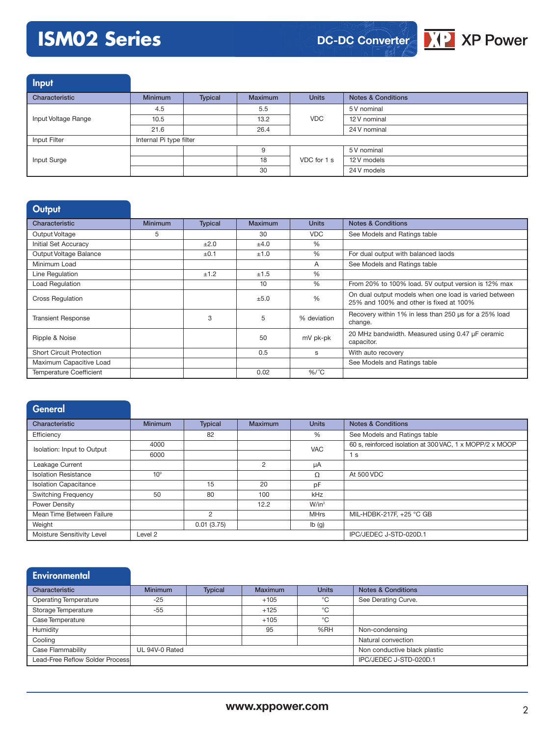## Input

| Characteristic | Minimum | Typical | Maximum | Units | Notes & Conditions |
|---|---|---|---|---|---|
| Input Voltage Range | 4.5 | | 5.5 | VDC | 5 V nominal |
| | 10.5 | | 13.2 | | 12 V nominal |
| | 21.6 | | 26.4 | | 24 V nominal |
| Input Filter | Internal Pi type filter | | | | |
| Input Surge | | | 9 | VDC for 1 s | 5 V nominal |
| | | | 18 | | 12 V models |
| | | | 30 | | 24 V models |

## Output

| Characteristic | Minimum | Typical | Maximum | Units | Notes & Conditions |
|---|---|---|---|---|---|
| Output Voltage | 5 | | 30 | VDC | See Models and Ratings table |
| Initial Set Accuracy | | ±2.0 | ±4.0 | % | |
| Output Voltage Balance | | ±0.1 | ±1.0 | % | For dual output with balanced laods |
| Minimum Load | | | | A | See Models and Ratings table |
| Line Regulation | | ±1.2 | ±1.5 | % | |
| Load Regulation | | | 10 | % | From 20% to 100% load. 5V output version is 12% max |
| Cross Regulation | | | ±5.0 | % | On dual output models when one load is varied between 25% and 100% and other is fixed at 100% |
| Transient Response | | 3 | 5 | % deviation | Recovery within 1% in less than 250 µs for a 25% load change. |
| Ripple & Noise | | | 50 | mV pk-pk | 20 MHz bandwidth. Measured using 0.47 µF ceramic capacitor. |
| Short Circuit Protection | | | 0.5 | s | With auto recovery |
| Maximum Capacitive Load | | | | | See Models and Ratings table |
| Temperature Coefficient | | | 0.02 | %/°C | |

## General

| Characteristic | Minimum | Typical | Maximum | Units | Notes & Conditions |
|---|---|---|---|---|---|
| Efficiency | | 82 | | % | See Models and Ratings table |
| Isolation: Input to Output | 4000 | | | VAC | 60 s, reinforced isolation at 300 VAC, 1 x MOPP/2 x MOOP |
| | 6000 | | | | 1 s |
| Leakage Current | | | 2 | µA | |
| Isolation Resistance | $10^9$ | | | Ω | At 500 VDC |
| Isolation Capacitance | | 15 | 20 | pF | |
| Switching Frequency | 50 | 80 | 100 | kHz | |
| Power Density | | | 12.2 | W/in³ | |
| Mean Time Between Failure | | 2 | | MHrs | MIL-HDBK-217F, +25 °C GB |
| Weight | | 0.01 (3.75) | | lb (g) | |
| Moisture Sensitivity Level | Level 2 | | | | IPC/JEDEC J-STD-020D.1 |

## Environmental

| Characteristic | Minimum | Typical | Maximum | Units | Notes & Conditions |
|---|---|---|---|---|---|
| Operating Temperature | -25 | | +105 | °C | See Derating Curve. |
| Storage Temperature | -55 | | +125 | °C | |
| Case Temperature | | | +105 | °C | |
| Humidity | | | 95 | %RH | Non-condensing |
| Cooling | | | | | Natural convection |
| Case Flammability | UL 94V-0 Rated | | | | Non conductive black plastic |
| Lead-Free Reflow Solder Process | | | | | IPC/JEDEC J-STD-020D.1 |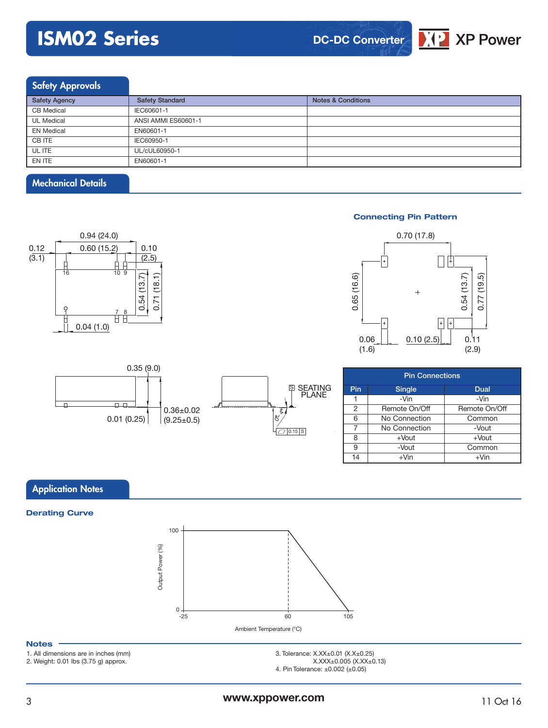## Safety Approvals

| Safety Agency | Safety Standard | Notes & Conditions |
|---|---|---|
| CB Medical | IEC60601-1 | |
| UL Medical | ANSI AMMI ES60601-1 | |
| EN Medical | EN60601-1 | |
| CB ITE | IEC60950-1 | |
| UL ITE | UL/cUL60950-1 | |
| EN ITE | EN60601-1 | |

## Mechanical Details

0.94 (24.0)
0.60 (15.2)
0.12 (3.1)
0.10 (2.5)
16
10 9
1
7 8
0.54 (13.7)
0.71 (18.1)
0.04 (1.0)

0.35 (9.0)
0.01 (0.25)
0.36±0.02 (9.25±0.5)

SEATING PLANE
0°- 4°
0.15 S

### Connecting Pin Pattern

0.70 (17.8)
0.65 (16.6)
0.54 (13.7)
0.77 (19.5)
0.06 (1.6)
0.10 (2.5)
0.11 (2.9)

| Pin Connections | | |
|---|---|---|
| **Pin** | **Single** | **Dual** |
| 1 | -Vin | -Vin |
| 2 | Remote On/Off | Remote On/Off |
| 6 | No Connection | Common |
| 7 | No Connection | -Vout |
| 8 | +Vout | +Vout |
| 9 | -Vout | Common |
| 14 | +Vin | +Vin |

## Application Notes

### Derating Curve

Output Power (%)
100
0
-25
60
105
Ambient Temperature (°C)

### Notes

1. All dimensions are in inches (mm)
2. Weight: 0.01 lbs (3.75 g) approx.
3. Tolerance: X.XX±0.01 (X.X±0.25)
   X.XXX±0.005 (X.XX±0.13)
4. Pin Tolerance: ±0.002 (±0.05)